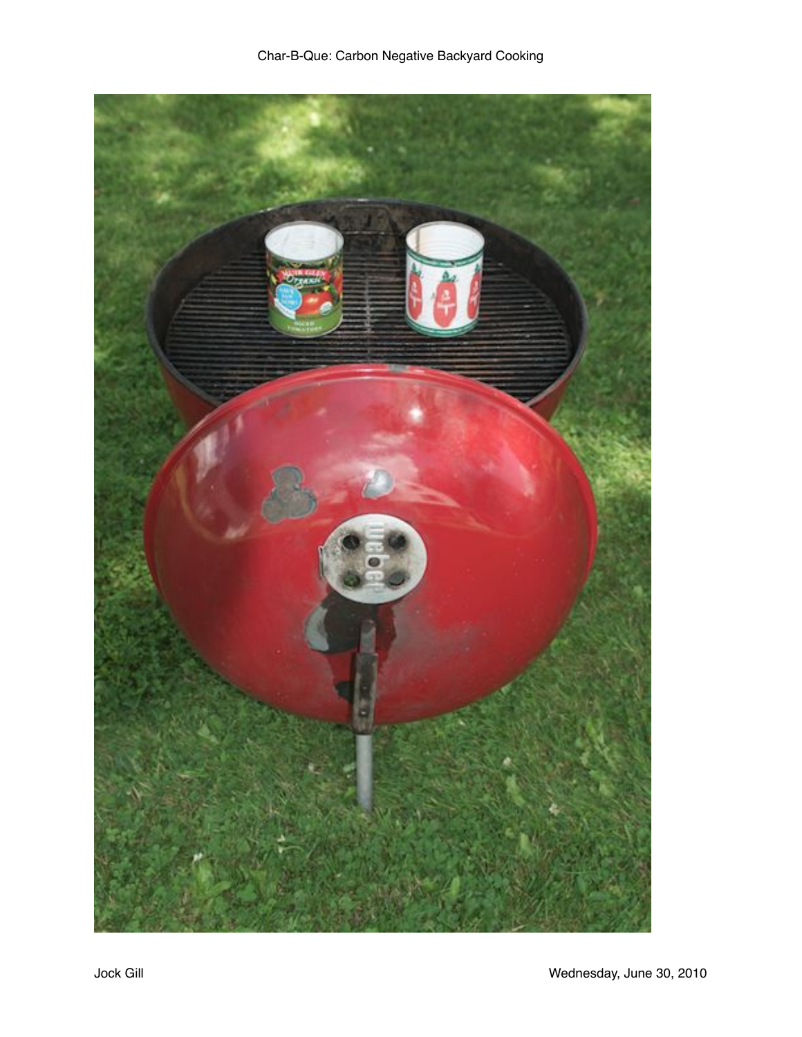# Char-B-Que: Carbon Negative Backyard Cooking

Jock Gill

Wednesday, June 30, 2010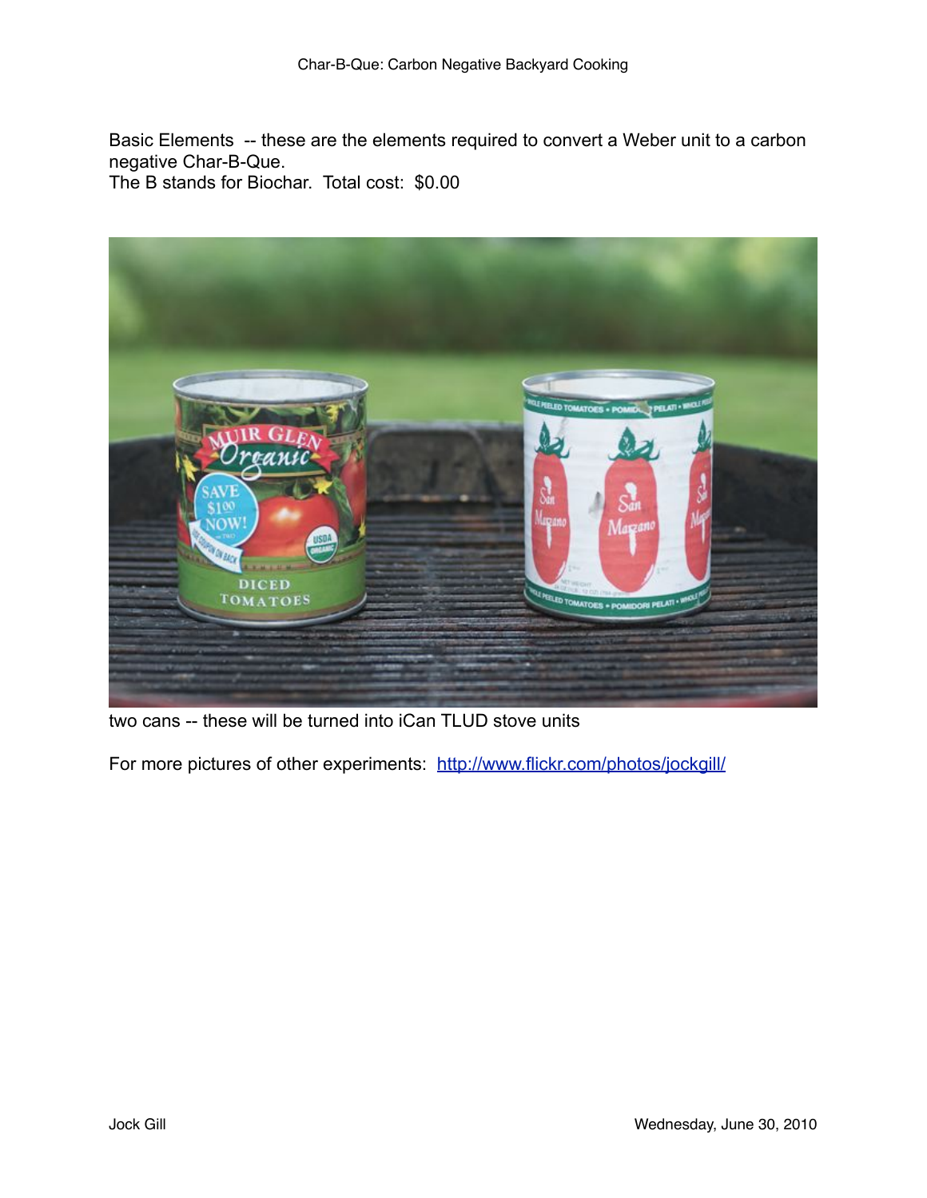Basic Elements -- these are the elements required to convert a Weber unit to a carbon negative Char-B-Que.
The B stands for Biochar. Total cost: $0.00

two cans -- these will be turned into iCan TLUD stove units

For more pictures of other experiments: [http://www.flickr.com/photos/jockgill/](http://www.flickr.com/photos/jockgill/)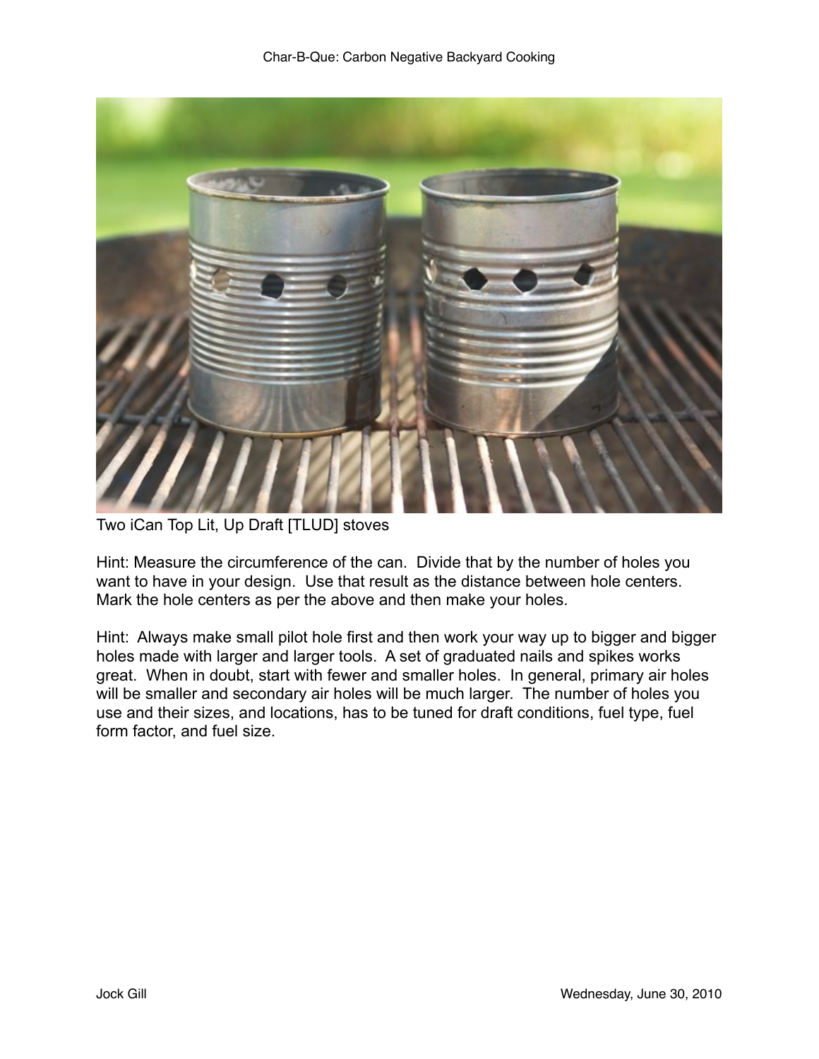Two iCan Top Lit, Up Draft [TLUD] stoves

Hint: Measure the circumference of the can. Divide that by the number of holes you want to have in your design. Use that result as the distance between hole centers. Mark the hole centers as per the above and then make your holes.

Hint: Always make small pilot hole first and then work your way up to bigger and bigger holes made with larger and larger tools. A set of graduated nails and spikes works great. When in doubt, start with fewer and smaller holes. In general, primary air holes will be smaller and secondary air holes will be much larger. The number of holes you use and their sizes, and locations, has to be tuned for draft conditions, fuel type, fuel form factor, and fuel size.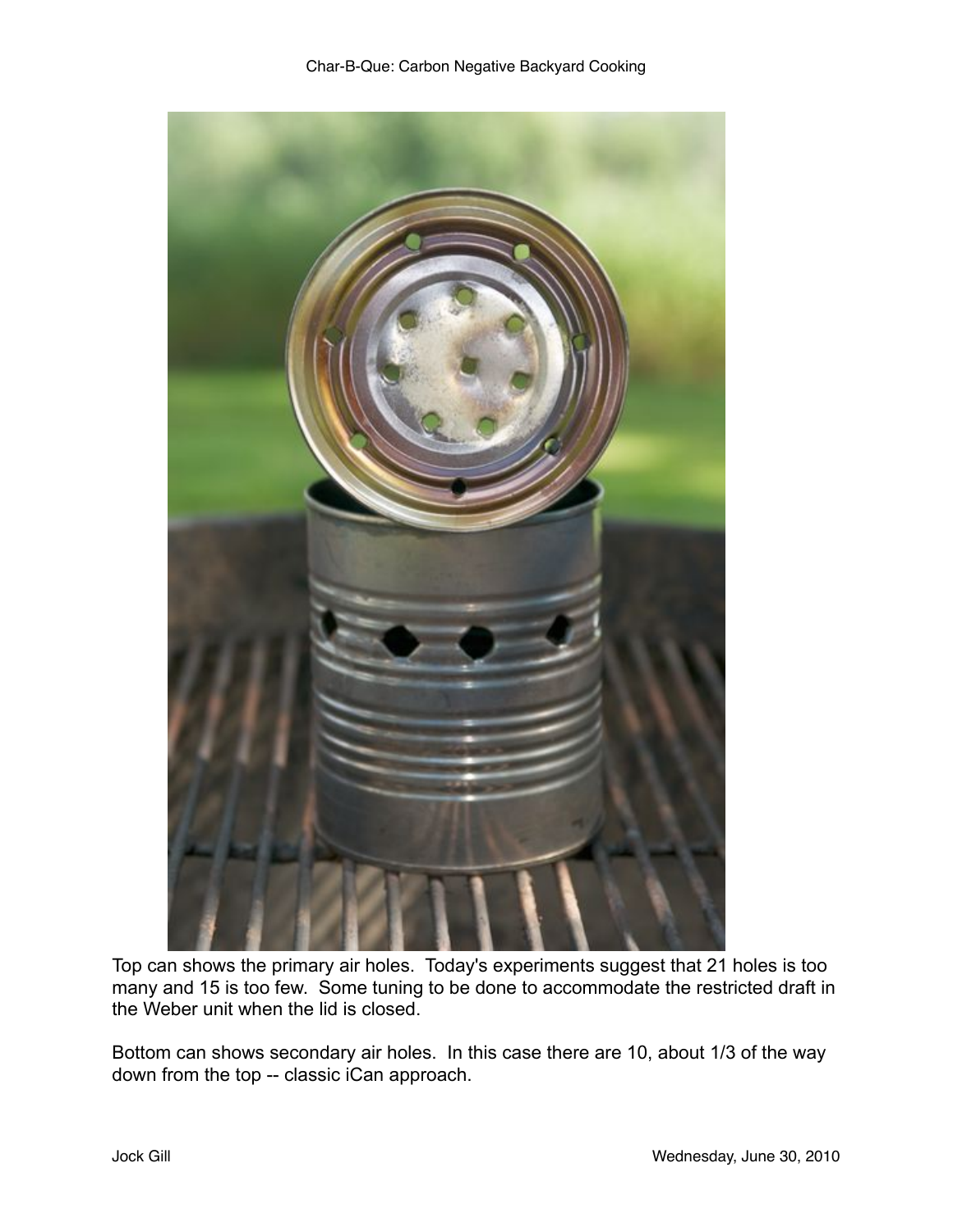Top can shows the primary air holes. Today's experiments suggest that 21 holes is too many and 15 is too few. Some tuning to be done to accommodate the restricted draft in the Weber unit when the lid is closed.

Bottom can shows secondary air holes. In this case there are 10, about 1/3 of the way down from the top -- classic iCan approach.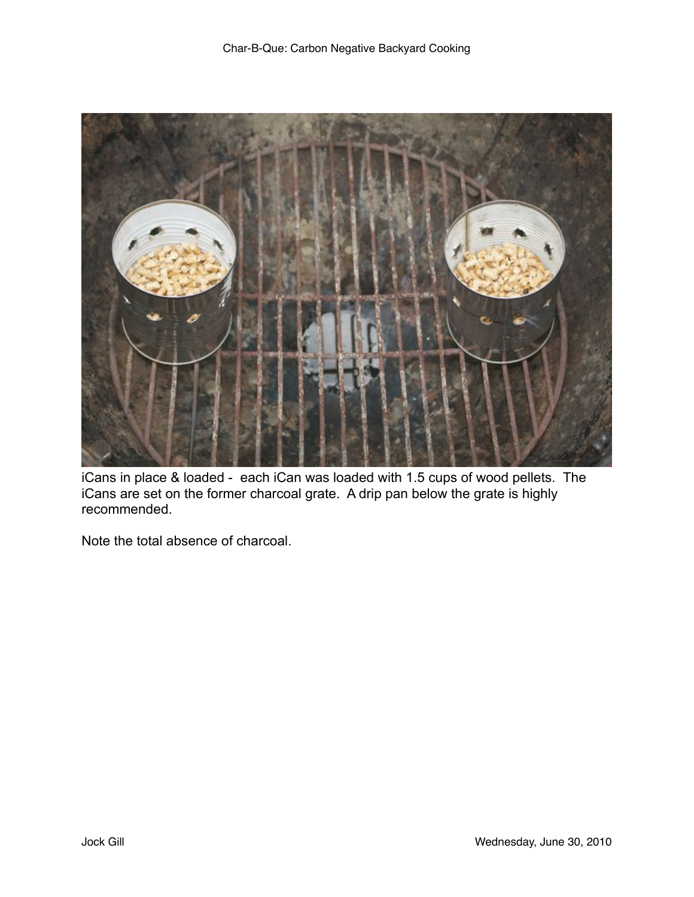iCans in place & loaded - each iCan was loaded with 1.5 cups of wood pellets. The iCans are set on the former charcoal grate. A drip pan below the grate is highly recommended.

Note the total absence of charcoal.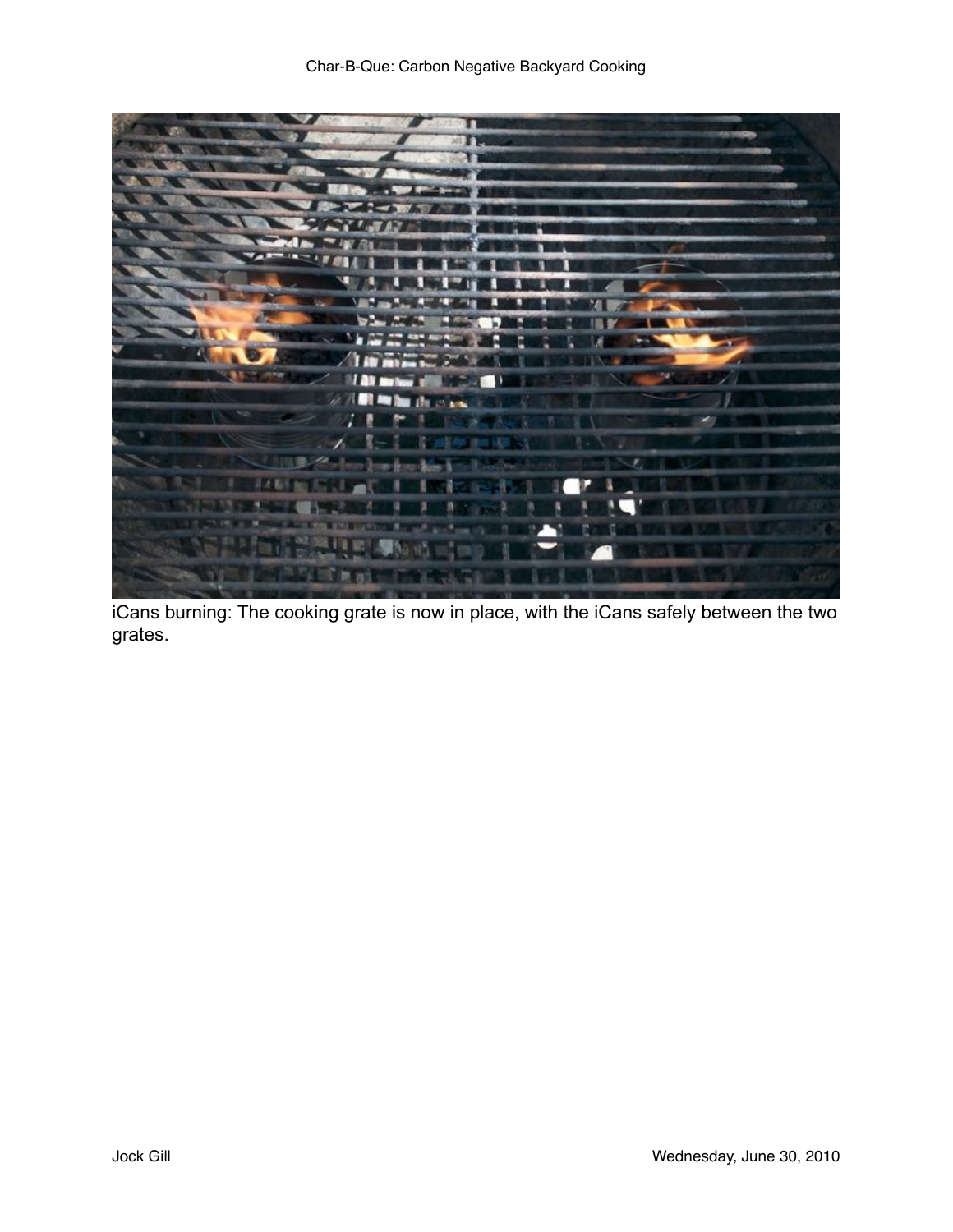iCans burning: The cooking grate is now in place, with the iCans safely between the two grates.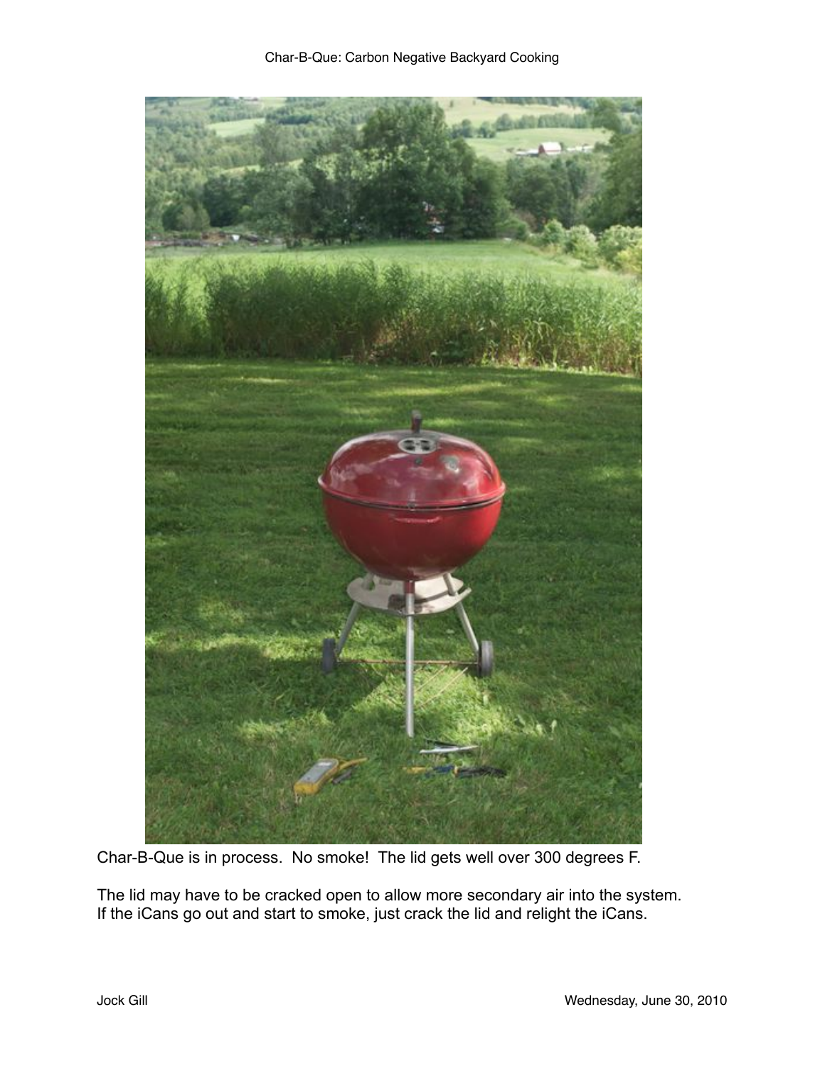Char-B-Que is in process.  No smoke!  The lid gets well over 300 degrees F.

The lid may have to be cracked open to allow more secondary air into the system. If the iCans go out and start to smoke, just crack the lid and relight the iCans.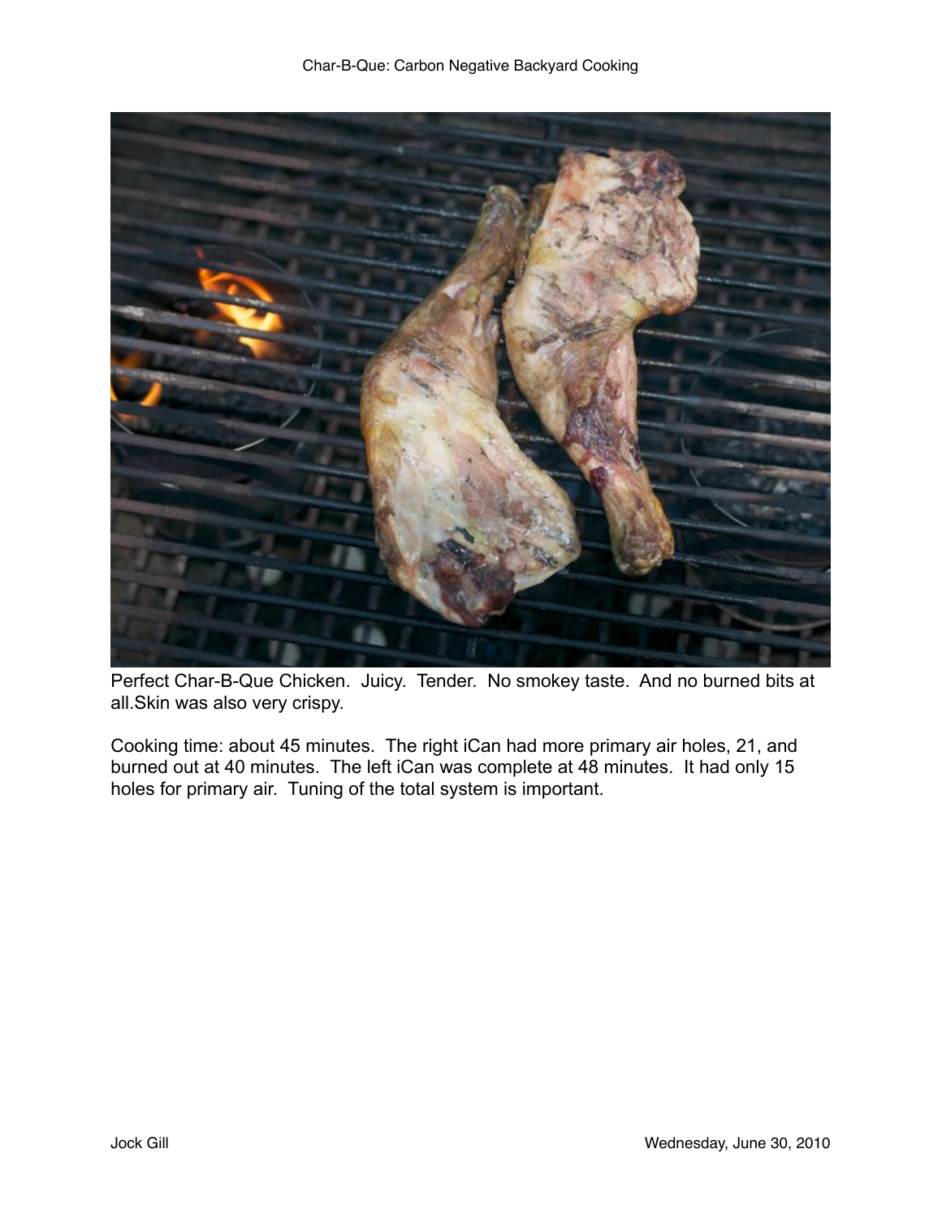Perfect Char-B-Que Chicken. Juicy. Tender. No smokey taste. And no burned bits at all.Skin was also very crispy.

Cooking time: about 45 minutes. The right iCan had more primary air holes, 21, and burned out at 40 minutes. The left iCan was complete at 48 minutes. It had only 15 holes for primary air. Tuning of the total system is important.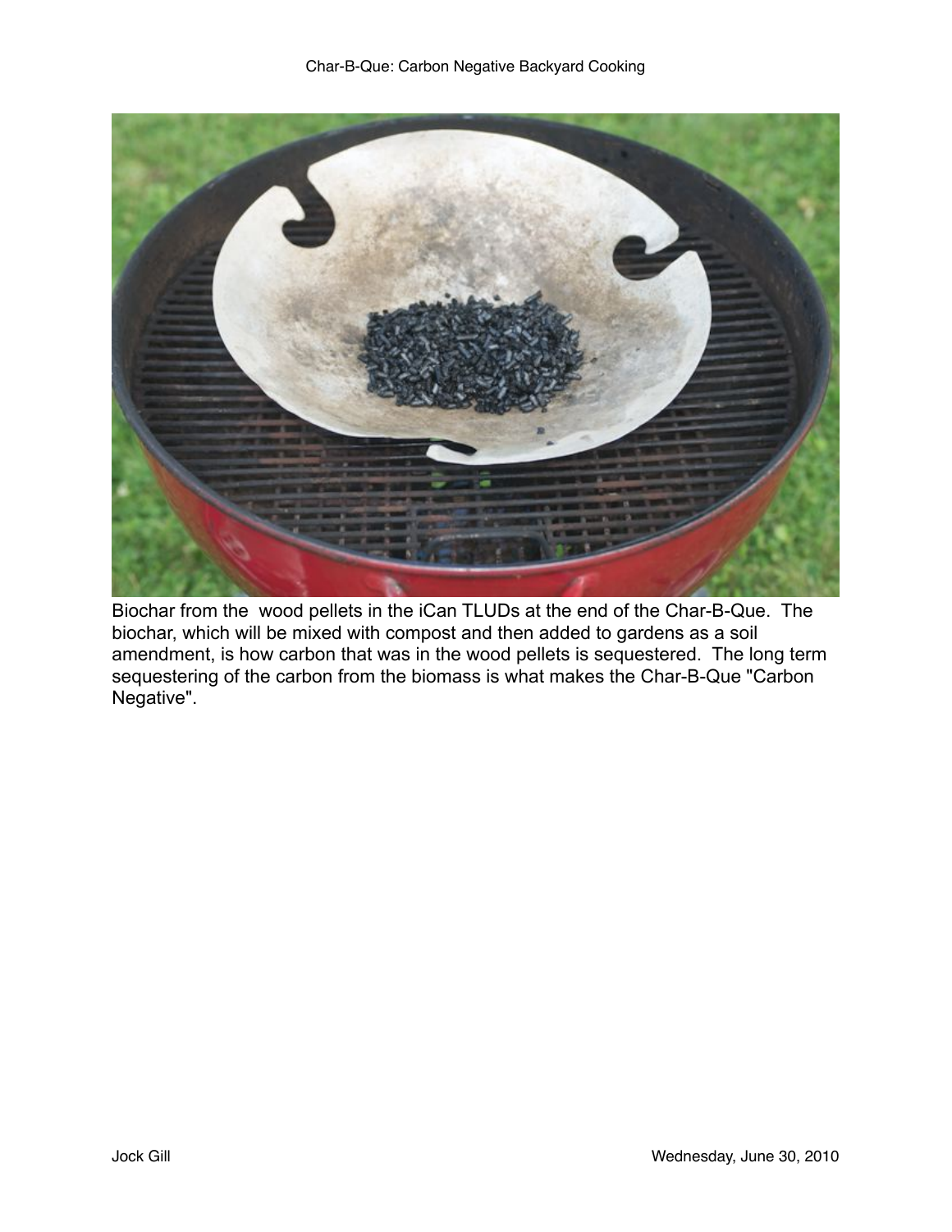Biochar from the wood pellets in the iCan TLUDs at the end of the Char-B-Que. The biochar, which will be mixed with compost and then added to gardens as a soil amendment, is how carbon that was in the wood pellets is sequestered. The long term sequestering of the carbon from the biomass is what makes the Char-B-Que "Carbon Negative".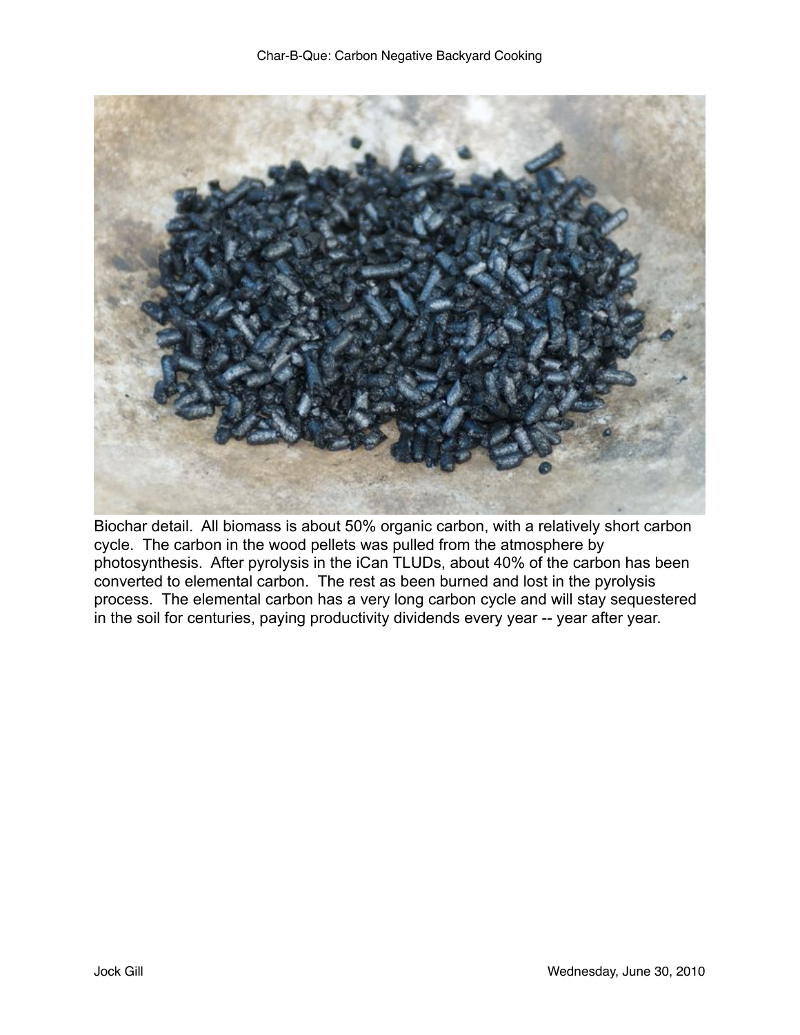Biochar detail. All biomass is about 50% organic carbon, with a relatively short carbon cycle. The carbon in the wood pellets was pulled from the atmosphere by photosynthesis. After pyrolysis in the iCan TLUDs, about 40% of the carbon has been converted to elemental carbon. The rest as been burned and lost in the pyrolysis process. The elemental carbon has a very long carbon cycle and will stay sequestered in the soil for centuries, paying productivity dividends every year -- year after year.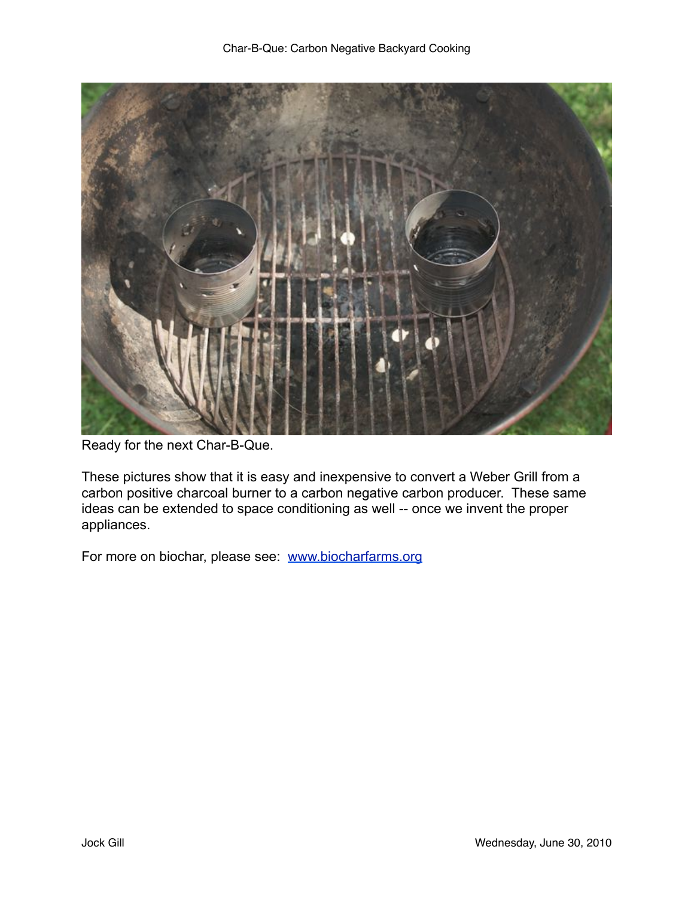Ready for the next Char-B-Que.

These pictures show that it is easy and inexpensive to convert a Weber Grill from a carbon positive charcoal burner to a carbon negative carbon producer. These same ideas can be extended to space conditioning as well -- once we invent the proper appliances.

For more on biochar, please see: [www.biocharfarms.org](http://www.biocharfarms.org)